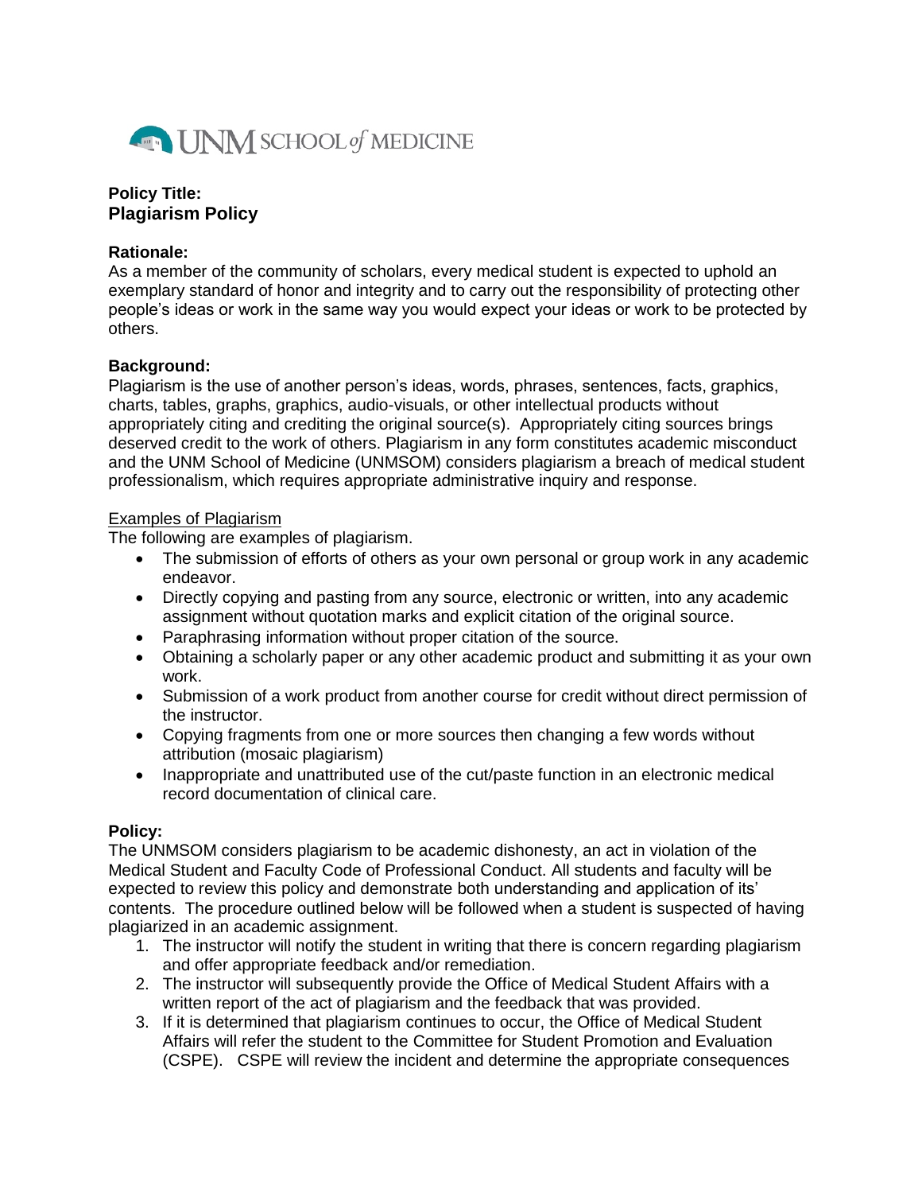UNM SCHOOL *of* MEDICINE

**Policy Title:**
## Plagiarism Policy

**Rationale:**
As a member of the community of scholars, every medical student is expected to uphold an exemplary standard of honor and integrity and to carry out the responsibility of protecting other people's ideas or work in the same way you would expect your ideas or work to be protected by others.

**Background:**
Plagiarism is the use of another person's ideas, words, phrases, sentences, facts, graphics, charts, tables, graphs, graphics, audio-visuals, or other intellectual products without appropriately citing and crediting the original source(s). Appropriately citing sources brings deserved credit to the work of others. Plagiarism in any form constitutes academic misconduct and the UNM School of Medicine (UNMSOM) considers plagiarism a breach of medical student professionalism, which requires appropriate administrative inquiry and response.

<u>Examples of Plagiarism</u>
The following are examples of plagiarism.

- The submission of efforts of others as your own personal or group work in any academic endeavor.
- Directly copying and pasting from any source, electronic or written, into any academic assignment without quotation marks and explicit citation of the original source.
- Paraphrasing information without proper citation of the source.
- Obtaining a scholarly paper or any other academic product and submitting it as your own work.
- Submission of a work product from another course for credit without direct permission of the instructor.
- Copying fragments from one or more sources then changing a few words without attribution (mosaic plagiarism)
- Inappropriate and unattributed use of the cut/paste function in an electronic medical record documentation of clinical care.

**Policy:**
The UNMSOM considers plagiarism to be academic dishonesty, an act in violation of the Medical Student and Faculty Code of Professional Conduct. All students and faculty will be expected to review this policy and demonstrate both understanding and application of its' contents. The procedure outlined below will be followed when a student is suspected of having plagiarized in an academic assignment.

1. The instructor will notify the student in writing that there is concern regarding plagiarism and offer appropriate feedback and/or remediation.
2. The instructor will subsequently provide the Office of Medical Student Affairs with a written report of the act of plagiarism and the feedback that was provided.
3. If it is determined that plagiarism continues to occur, the Office of Medical Student Affairs will refer the student to the Committee for Student Promotion and Evaluation (CSPE). CSPE will review the incident and determine the appropriate consequences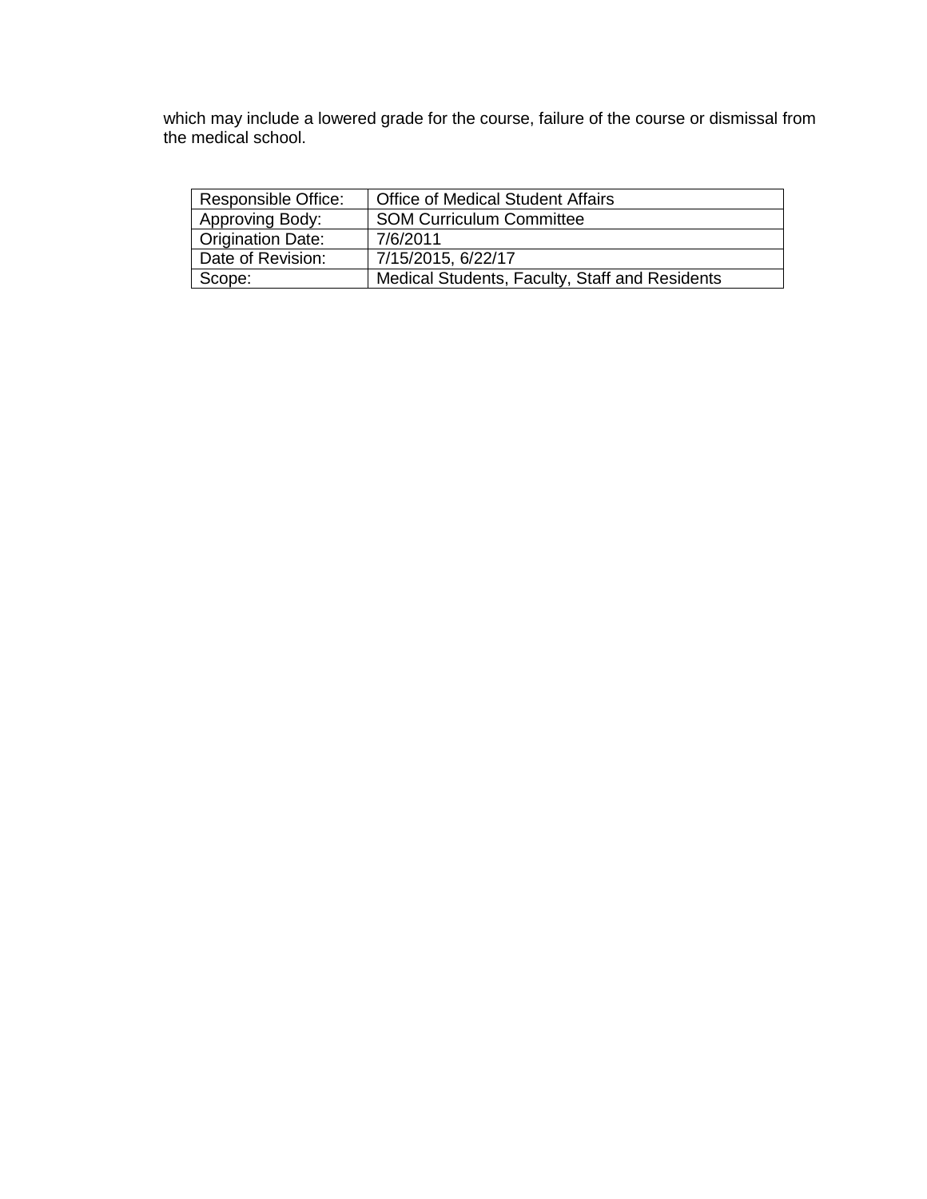which may include a lowered grade for the course, failure of the course or dismissal from the medical school.

| | |
|---|---|
| Responsible Office: | Office of Medical Student Affairs |
| Approving Body: | SOM Curriculum Committee |
| Origination Date: | 7/6/2011 |
| Date of Revision: | 7/15/2015, 6/22/17 |
| Scope: | Medical Students, Faculty, Staff and Residents |